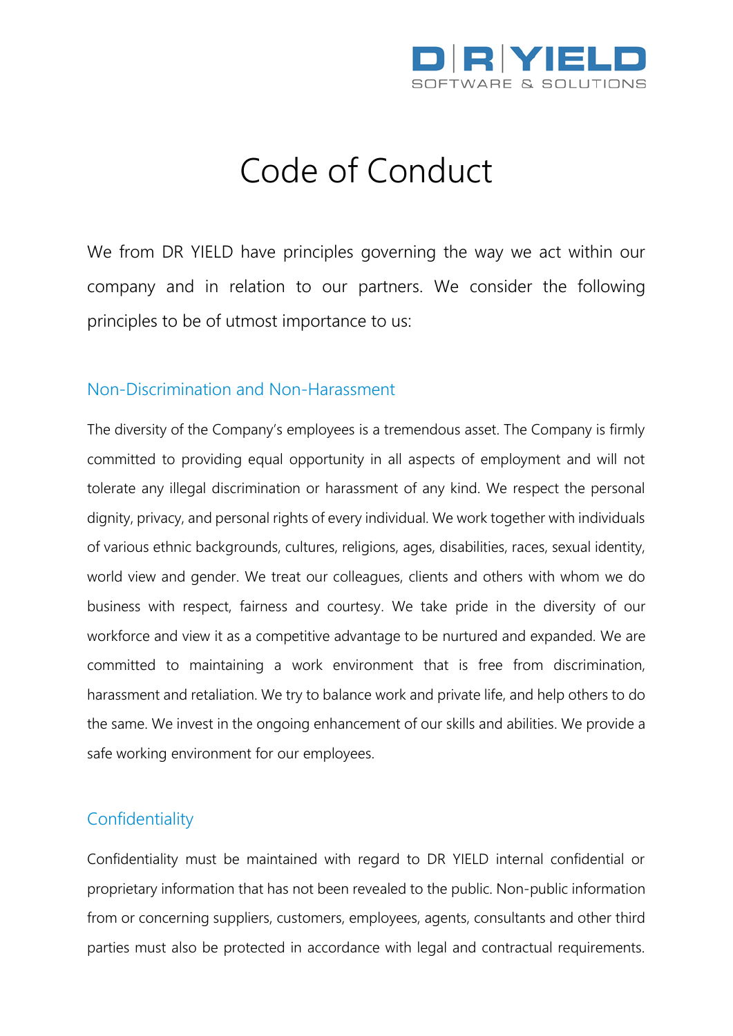# Code of Conduct

We from DR YIELD have principles governing the way we act within our company and in relation to our partners. We consider the following principles to be of utmost importance to us:

## Non-Discrimination and Non-Harassment

The diversity of the Company's employees is a tremendous asset. The Company is firmly committed to providing equal opportunity in all aspects of employment and will not tolerate any illegal discrimination or harassment of any kind. We respect the personal dignity, privacy, and personal rights of every individual. We work together with individuals of various ethnic backgrounds, cultures, religions, ages, disabilities, races, sexual identity, world view and gender. We treat our colleagues, clients and others with whom we do business with respect, fairness and courtesy. We take pride in the diversity of our workforce and view it as a competitive advantage to be nurtured and expanded. We are committed to maintaining a work environment that is free from discrimination, harassment and retaliation. We try to balance work and private life, and help others to do the same. We invest in the ongoing enhancement of our skills and abilities. We provide a safe working environment for our employees.

## Confidentiality

Confidentiality must be maintained with regard to DR YIELD internal confidential or proprietary information that has not been revealed to the public. Non-public information from or concerning suppliers, customers, employees, agents, consultants and other third parties must also be protected in accordance with legal and contractual requirements.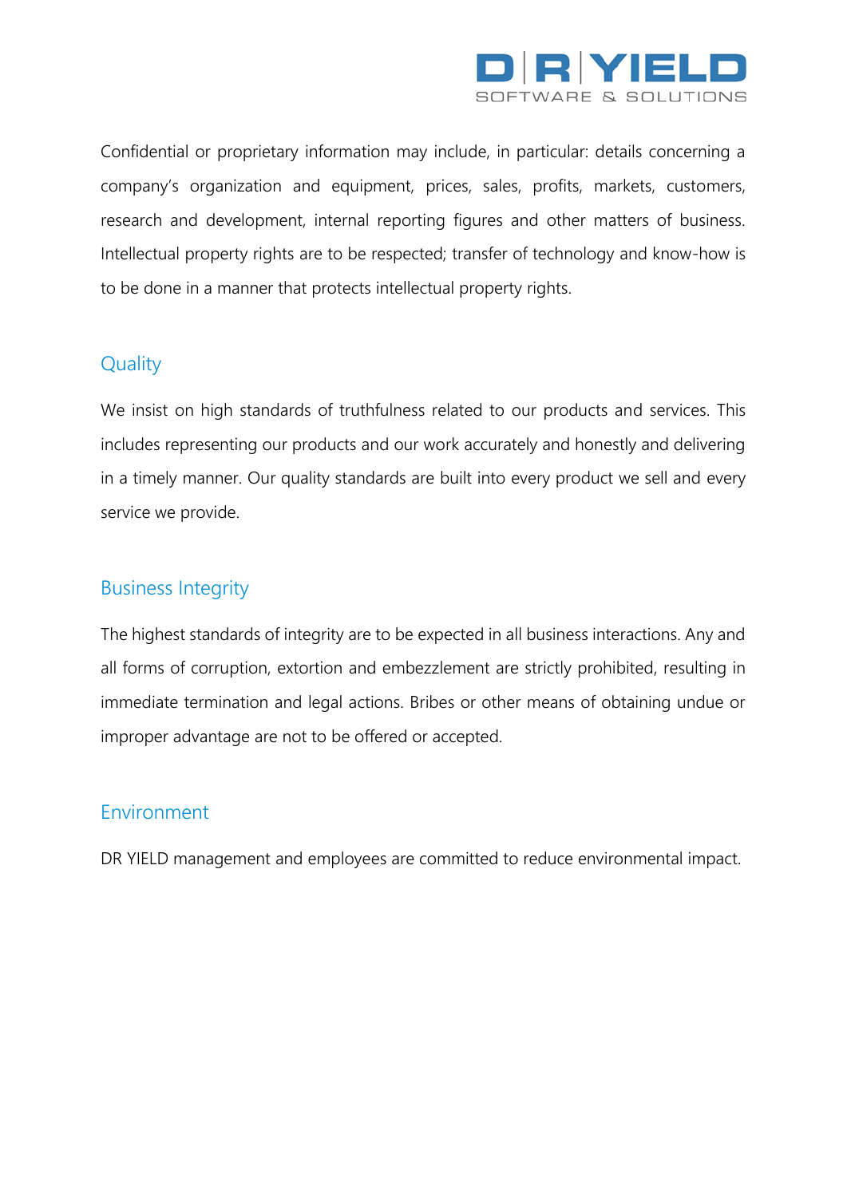Confidential or proprietary information may include, in particular: details concerning a company's organization and equipment, prices, sales, profits, markets, customers, research and development, internal reporting figures and other matters of business. Intellectual property rights are to be respected; transfer of technology and know-how is to be done in a manner that protects intellectual property rights.

## Quality

We insist on high standards of truthfulness related to our products and services. This includes representing our products and our work accurately and honestly and delivering in a timely manner. Our quality standards are built into every product we sell and every service we provide.

## Business Integrity

The highest standards of integrity are to be expected in all business interactions. Any and all forms of corruption, extortion and embezzlement are strictly prohibited, resulting in immediate termination and legal actions. Bribes or other means of obtaining undue or improper advantage are not to be offered or accepted.

## Environment

DR YIELD management and employees are committed to reduce environmental impact.